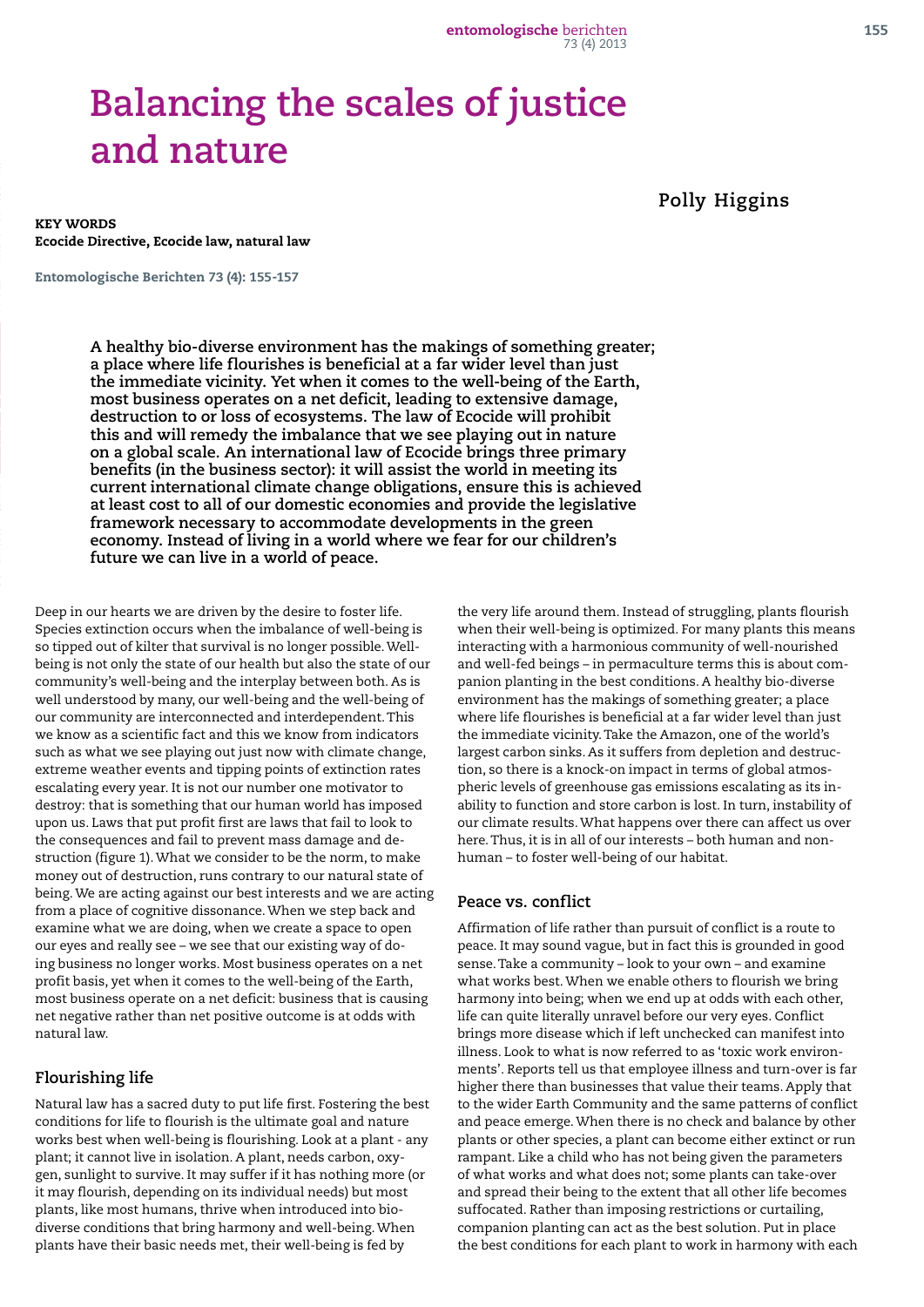# Balancing the scales of justice and nature

**Polly Higgins**

**KEY WORDS**
**Ecocide Directive, Ecocide law, natural law**

Entomologische Berichten 73 (4): 155-157

**A healthy bio-diverse environment has the makings of something greater; a place where life flourishes is beneficial at a far wider level than just the immediate vicinity. Yet when it comes to the well-being of the Earth, most business operates on a net deficit, leading to extensive damage, destruction to or loss of ecosystems. The law of Ecocide will prohibit this and will remedy the imbalance that we see playing out in nature on a global scale. An international law of Ecocide brings three primary benefits (in the business sector): it will assist the world in meeting its current international climate change obligations, ensure this is achieved at least cost to all of our domestic economies and provide the legislative framework necessary to accommodate developments in the green economy. Instead of living in a world where we fear for our children's future we can live in a world of peace.**

Deep in our hearts we are driven by the desire to foster life. Species extinction occurs when the imbalance of well-being is so tipped out of kilter that survival is no longer possible. Well-being is not only the state of our health but also the state of our community's well-being and the interplay between both. As is well understood by many, our well-being and the well-being of our community are interconnected and interdependent. This we know as a scientific fact and this we know from indicators such as what we see playing out just now with climate change, extreme weather events and tipping points of extinction rates escalating every year. It is not our number one motivator to destroy: that is something that our human world has imposed upon us. Laws that put profit first are laws that fail to look to the consequences and fail to prevent mass damage and destruction (figure 1). What we consider to be the norm, to make money out of destruction, runs contrary to our natural state of being. We are acting against our best interests and we are acting from a place of cognitive dissonance. When we step back and examine what we are doing, when we create a space to open our eyes and really see – we see that our existing way of doing business no longer works. Most business operates on a net profit basis, yet when it comes to the well-being of the Earth, most business operate on a net deficit: business that is causing net negative rather than net positive outcome is at odds with natural law.

## Flourishing life

Natural law has a sacred duty to put life first. Fostering the best conditions for life to flourish is the ultimate goal and nature works best when well-being is flourishing. Look at a plant - any plant; it cannot live in isolation. A plant, needs carbon, oxygen, sunlight to survive. It may suffer if it has nothing more (or it may flourish, depending on its individual needs) but most plants, like most humans, thrive when introduced into bio-diverse conditions that bring harmony and well-being. When plants have their basic needs met, their well-being is fed by the very life around them. Instead of struggling, plants flourish when their well-being is optimized. For many plants this means interacting with a harmonious community of well-nourished and well-fed beings – in permaculture terms this is about companion planting in the best conditions. A healthy bio-diverse environment has the makings of something greater; a place where life flourishes is beneficial at a far wider level than just the immediate vicinity. Take the Amazon, one of the world's largest carbon sinks. As it suffers from depletion and destruction, so there is a knock-on impact in terms of global atmospheric levels of greenhouse gas emissions escalating as its inability to function and store carbon is lost. In turn, instability of our climate results. What happens over there can affect us over here. Thus, it is in all of our interests – both human and non-human – to foster well-being of our habitat.

## Peace vs. conflict

Affirmation of life rather than pursuit of conflict is a route to peace. It may sound vague, but in fact this is grounded in good sense. Take a community – look to your own – and examine what works best. When we enable others to flourish we bring harmony into being; when we end up at odds with each other, life can quite literally unravel before our very eyes. Conflict brings more disease which if left unchecked can manifest into illness. Look to what is now referred to as 'toxic work environments'. Reports tell us that employee illness and turn-over is far higher there than businesses that value their teams. Apply that to the wider Earth Community and the same patterns of conflict and peace emerge. When there is no check and balance by other plants or other species, a plant can become either extinct or run rampant. Like a child who has not being given the parameters of what works and what does not; some plants can take-over and spread their being to the extent that all other life becomes suffocated. Rather than imposing restrictions or curtailing, companion planting can act as the best solution. Put in place the best conditions for each plant to work in harmony with each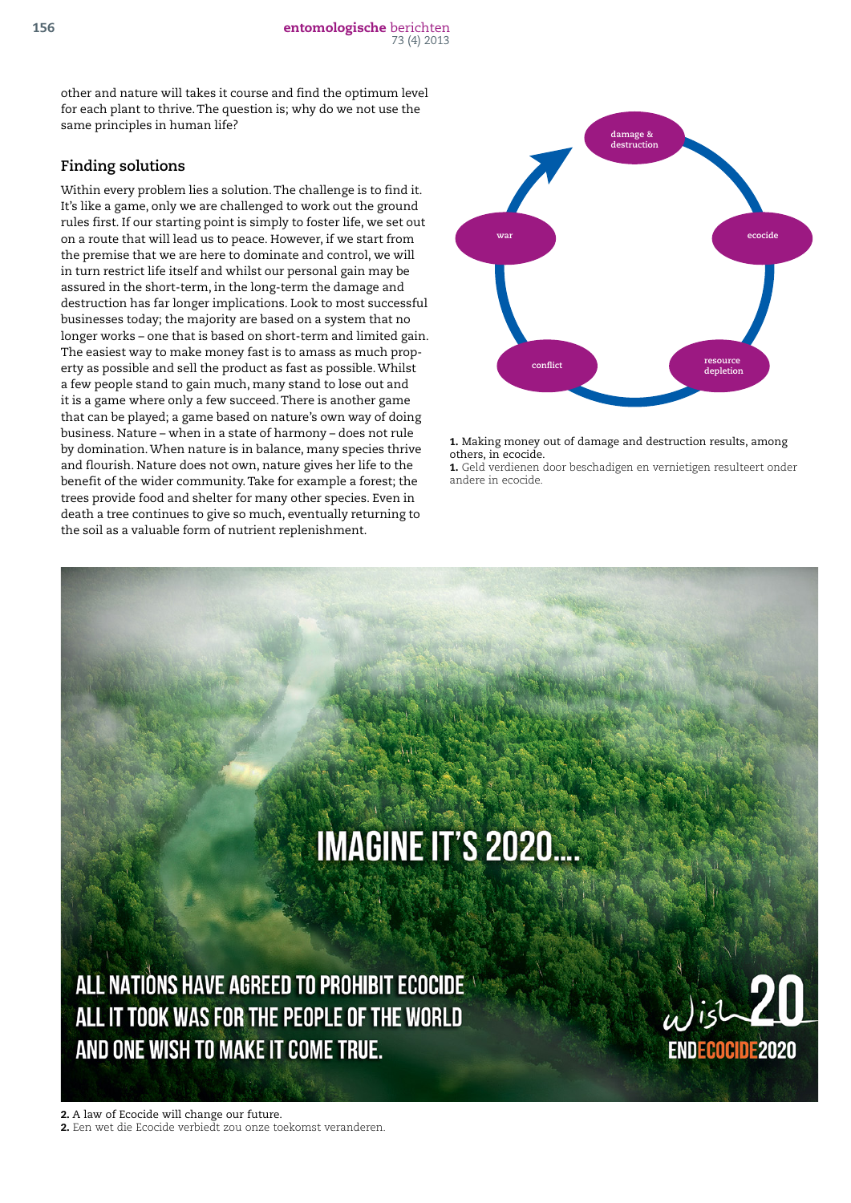other and nature will takes it course and find the optimum level for each plant to thrive. The question is; why do we not use the same principles in human life?

## Finding solutions

Within every problem lies a solution. The challenge is to find it. It's like a game, only we are challenged to work out the ground rules first. If our starting point is simply to foster life, we set out on a route that will lead us to peace. However, if we start from the premise that we are here to dominate and control, we will in turn restrict life itself and whilst our personal gain may be assured in the short-term, in the long-term the damage and destruction has far longer implications. Look to most successful businesses today; the majority are based on a system that no longer works – one that is based on short-term and limited gain. The easiest way to make money fast is to amass as much property as possible and sell the product as fast as possible. Whilst a few people stand to gain much, many stand to lose out and it is a game where only a few succeed. There is another game that can be played; a game based on nature's own way of doing business. Nature – when in a state of harmony – does not rule by domination. When nature is in balance, many species thrive and flourish. Nature does not own, nature gives her life to the benefit of the wider community. Take for example a forest; the trees provide food and shelter for many other species. Even in death a tree continues to give so much, eventually returning to the soil as a valuable form of nutrient replenishment.

damage & destruction → ecocide → resource depletion → conflict → war → damage & destruction

**1.** Making money out of damage and destruction results, among others, in ecocide.
**1.** Geld verdienen door beschadigen en vernietigen resulteert onder andere in ecocide.

IMAGINE IT'S 2020....

ALL NATIONS HAVE AGREED TO PROHIBIT ECOCIDE
ALL IT TOOK WAS FOR THE PEOPLE OF THE WORLD
AND ONE WISH TO MAKE IT COME TRUE.

wish 20
ENDECOCIDE2020

**2.** A law of Ecocide will change our future.
**2.** Een wet die Ecocide verbiedt zou onze toekomst veranderen.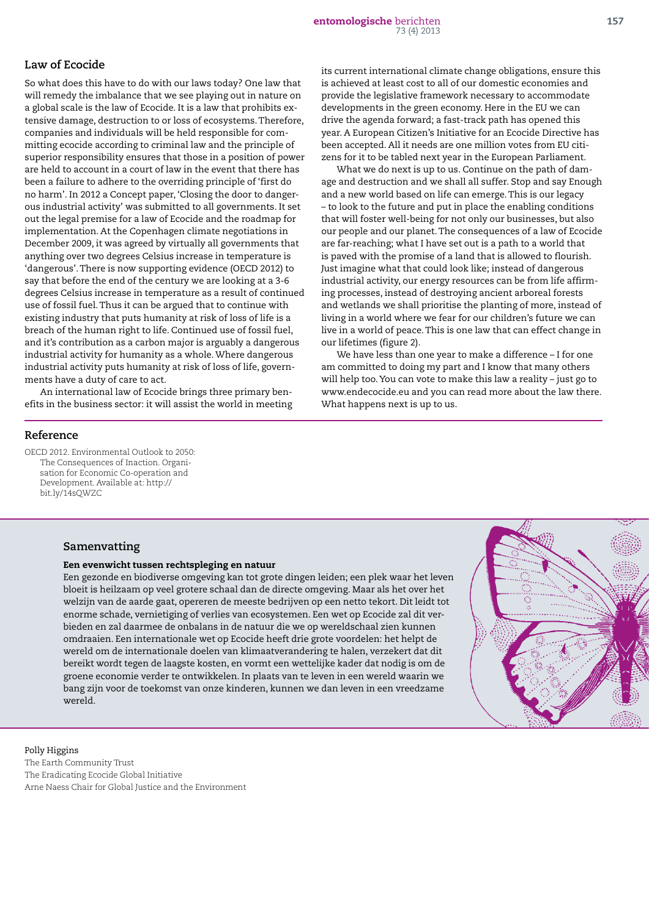## Law of Ecocide

So what does this have to do with our laws today? One law that will remedy the imbalance that we see playing out in nature on a global scale is the law of Ecocide. It is a law that prohibits extensive damage, destruction to or loss of ecosystems. Therefore, companies and individuals will be held responsible for committing ecocide according to criminal law and the principle of superior responsibility ensures that those in a position of power are held to account in a court of law in the event that there has been a failure to adhere to the overriding principle of 'first do no harm'. In 2012 a Concept paper, 'Closing the door to dangerous industrial activity' was submitted to all governments. It set out the legal premise for a law of Ecocide and the roadmap for implementation. At the Copenhagen climate negotiations in December 2009, it was agreed by virtually all governments that anything over two degrees Celsius increase in temperature is 'dangerous'. There is now supporting evidence (OECD 2012) to say that before the end of the century we are looking at a 3-6 degrees Celsius increase in temperature as a result of continued use of fossil fuel. Thus it can be argued that to continue with existing industry that puts humanity at risk of loss of life is a breach of the human right to life. Continued use of fossil fuel, and it's contribution as a carbon major is arguably a dangerous industrial activity for humanity as a whole. Where dangerous industrial activity puts humanity at risk of loss of life, governments have a duty of care to act.

An international law of Ecocide brings three primary benefits in the business sector: it will assist the world in meeting its current international climate change obligations, ensure this is achieved at least cost to all of our domestic economies and provide the legislative framework necessary to accommodate developments in the green economy. Here in the EU we can drive the agenda forward; a fast-track path has opened this year. A European Citizen's Initiative for an Ecocide Directive has been accepted. All it needs are one million votes from EU citizens for it to be tabled next year in the European Parliament.

What we do next is up to us. Continue on the path of damage and destruction and we shall all suffer. Stop and say Enough and a new world based on life can emerge. This is our legacy – to look to the future and put in place the enabling conditions that will foster well-being for not only our businesses, but also our people and our planet. The consequences of a law of Ecocide are far-reaching; what I have set out is a path to a world that is paved with the promise of a land that is allowed to flourish. Just imagine what that could look like; instead of dangerous industrial activity, our energy resources can be from life affirming processes, instead of destroying ancient arboreal forests and wetlands we shall prioritise the planting of more, instead of living in a world where we fear for our children's future we can live in a world of peace. This is one law that can effect change in our lifetimes (figure 2).

We have less than one year to make a difference – I for one am committed to doing my part and I know that many others will help too. You can vote to make this law a reality – just go to www.endecocide.eu and you can read more about the law there. What happens next is up to us.

## Reference

OECD 2012. Environmental Outlook to 2050: The Consequences of Inaction. Organisation for Economic Co-operation and Development. Available at: http://bit.ly/14sQWZC

## Samenvatting

**Een evenwicht tussen rechtspleging en natuur**

Een gezonde en biodiverse omgeving kan tot grote dingen leiden; een plek waar het leven bloeit is heilzaam op veel grotere schaal dan de directe omgeving. Maar als het over het welzijn van de aarde gaat, opereren de meeste bedrijven op een netto tekort. Dit leidt tot enorme schade, vernietiging of verlies van ecosystemen. Een wet op Ecocide zal dit verbieden en zal daarmee de onbalans in de natuur die we op wereldschaal zien kunnen omdraaien. Een internationale wet op Ecocide heeft drie grote voordelen: het helpt de wereld om de internationale doelen van klimaatverandering te halen, verzekert dat dit bereikt wordt tegen de laagste kosten, en vormt een wettelijke kader dat nodig is om de groene economie verder te ontwikkelen. In plaats van te leven in een wereld waarin we bang zijn voor de toekomst van onze kinderen, kunnen we dan leven in een vreedzame wereld.

Polly Higgins
The Earth Community Trust
The Eradicating Ecocide Global Initiative
Arne Naess Chair for Global Justice and the Environment